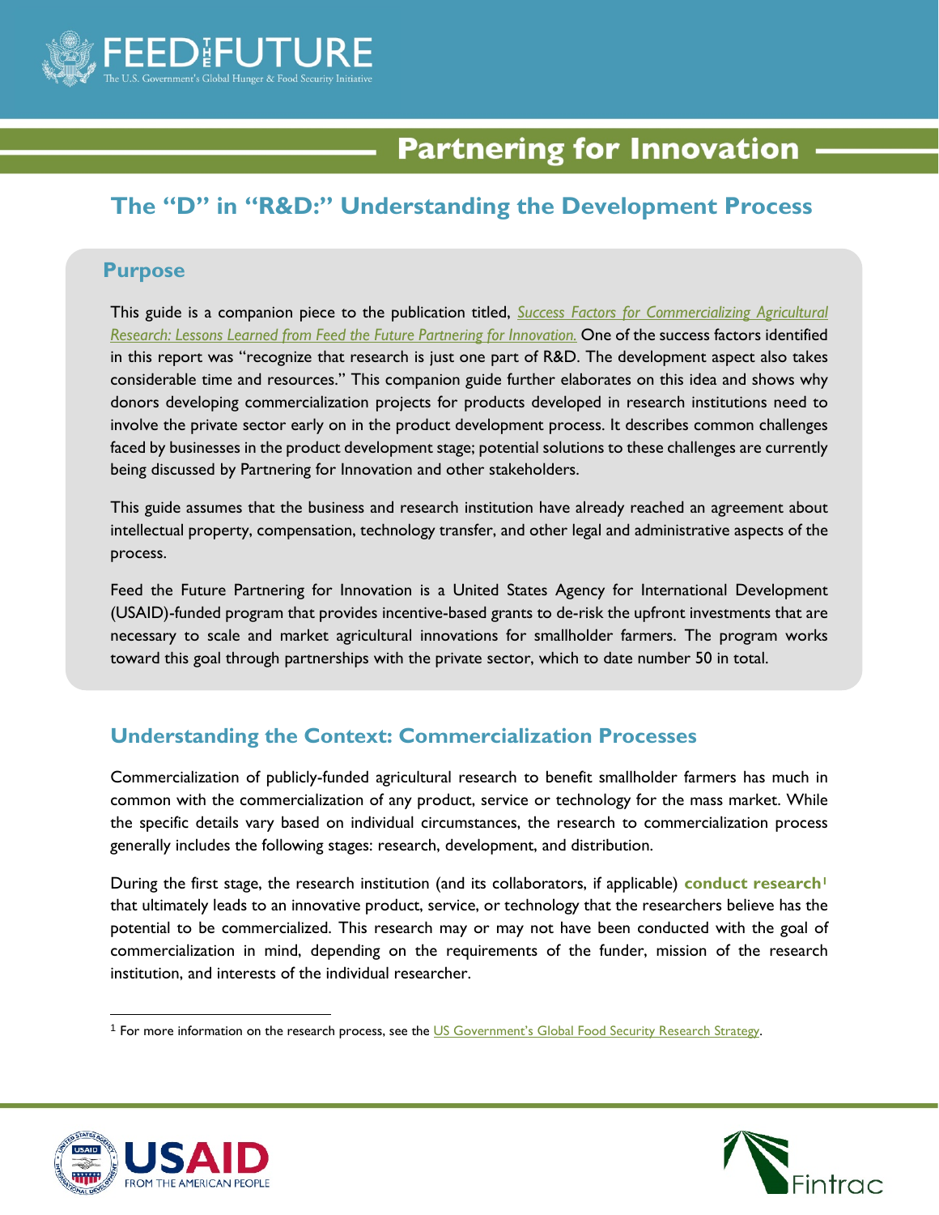# Partnering for Innovation

## The "D" in "R&D:" Understanding the Development Process

### Purpose

This guide is a companion piece to the publication titled, *Success Factors for Commercializing Agricultural Research: Lessons Learned from Feed the Future Partnering for Innovation.* One of the success factors identified in this report was "recognize that research is just one part of R&D. The development aspect also takes considerable time and resources." This companion guide further elaborates on this idea and shows why donors developing commercialization projects for products developed in research institutions need to involve the private sector early on in the product development process. It describes common challenges faced by businesses in the product development stage; potential solutions to these challenges are currently being discussed by Partnering for Innovation and other stakeholders.

This guide assumes that the business and research institution have already reached an agreement about intellectual property, compensation, technology transfer, and other legal and administrative aspects of the process.

Feed the Future Partnering for Innovation is a United States Agency for International Development (USAID)-funded program that provides incentive-based grants to de-risk the upfront investments that are necessary to scale and market agricultural innovations for smallholder farmers. The program works toward this goal through partnerships with the private sector, which to date number 50 in total.

## Understanding the Context: Commercialization Processes

Commercialization of publicly-funded agricultural research to benefit smallholder farmers has much in common with the commercialization of any product, service or technology for the mass market. While the specific details vary based on individual circumstances, the research to commercialization process generally includes the following stages: research, development, and distribution.

During the first stage, the research institution (and its collaborators, if applicable) **conduct research**[1] that ultimately leads to an innovative product, service, or technology that the researchers believe has the potential to be commercialized. This research may or may not have been conducted with the goal of commercialization in mind, depending on the requirements of the funder, mission of the research institution, and interests of the individual researcher.

[1] For more information on the research process, see the US Government's Global Food Security Research Strategy.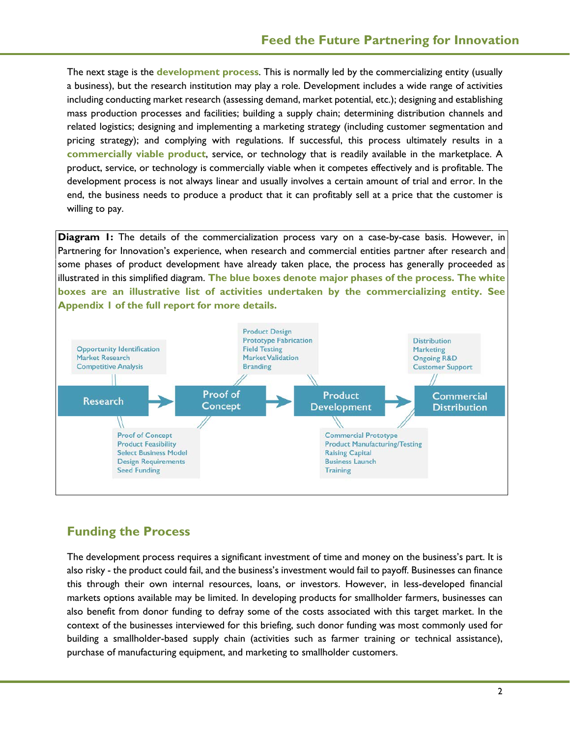The next stage is the **development process**. This is normally led by the commercializing entity (usually a business), but the research institution may play a role. Development includes a wide range of activities including conducting market research (assessing demand, market potential, etc.); designing and establishing mass production processes and facilities; building a supply chain; determining distribution channels and related logistics; designing and implementing a marketing strategy (including customer segmentation and pricing strategy); and complying with regulations. If successful, this process ultimately results in a **commercially viable product**, service, or technology that is readily available in the marketplace. A product, service, or technology is commercially viable when it competes effectively and is profitable. The development process is not always linear and usually involves a certain amount of trial and error. In the end, the business needs to produce a product that it can profitably sell at a price that the customer is willing to pay.

**Diagram 1:** The details of the commercialization process vary on a case-by-case basis. However, in Partnering for Innovation's experience, when research and commercial entities partner after research and some phases of product development have already taken place, the process has generally proceeded as illustrated in this simplified diagram. **The blue boxes denote major phases of the process. The white boxes are an illustrative list of activities undertaken by the commercializing entity. See Appendix 1 of the full report for more details.**

**Research** → **Proof of Concept** → **Product Development** → **Commercial Distribution**

- **Research:** Opportunity Identification, Market Research, Competitive Analysis; Proof of Concept, Product Feasibility, Select Business Model, Design Requirements, Seed Funding
- **Proof of Concept / Product Development:** Product Design, Prototype Fabrication, Field Testing, Market Validation, Branding
- **Product Development / Commercial Distribution:** Commercial Prototype, Product Manufacturing/Testing, Raising Capital, Business Launch, Training
- **Commercial Distribution:** Distribution, Marketing, Ongoing R&D, Customer Support

## Funding the Process

The development process requires a significant investment of time and money on the business's part. It is also risky - the product could fail, and the business's investment would fail to payoff. Businesses can finance this through their own internal resources, loans, or investors. However, in less-developed financial markets options available may be limited. In developing products for smallholder farmers, businesses can also benefit from donor funding to defray some of the costs associated with this target market. In the context of the businesses interviewed for this briefing, such donor funding was most commonly used for building a smallholder-based supply chain (activities such as farmer training or technical assistance), purchase of manufacturing equipment, and marketing to smallholder customers.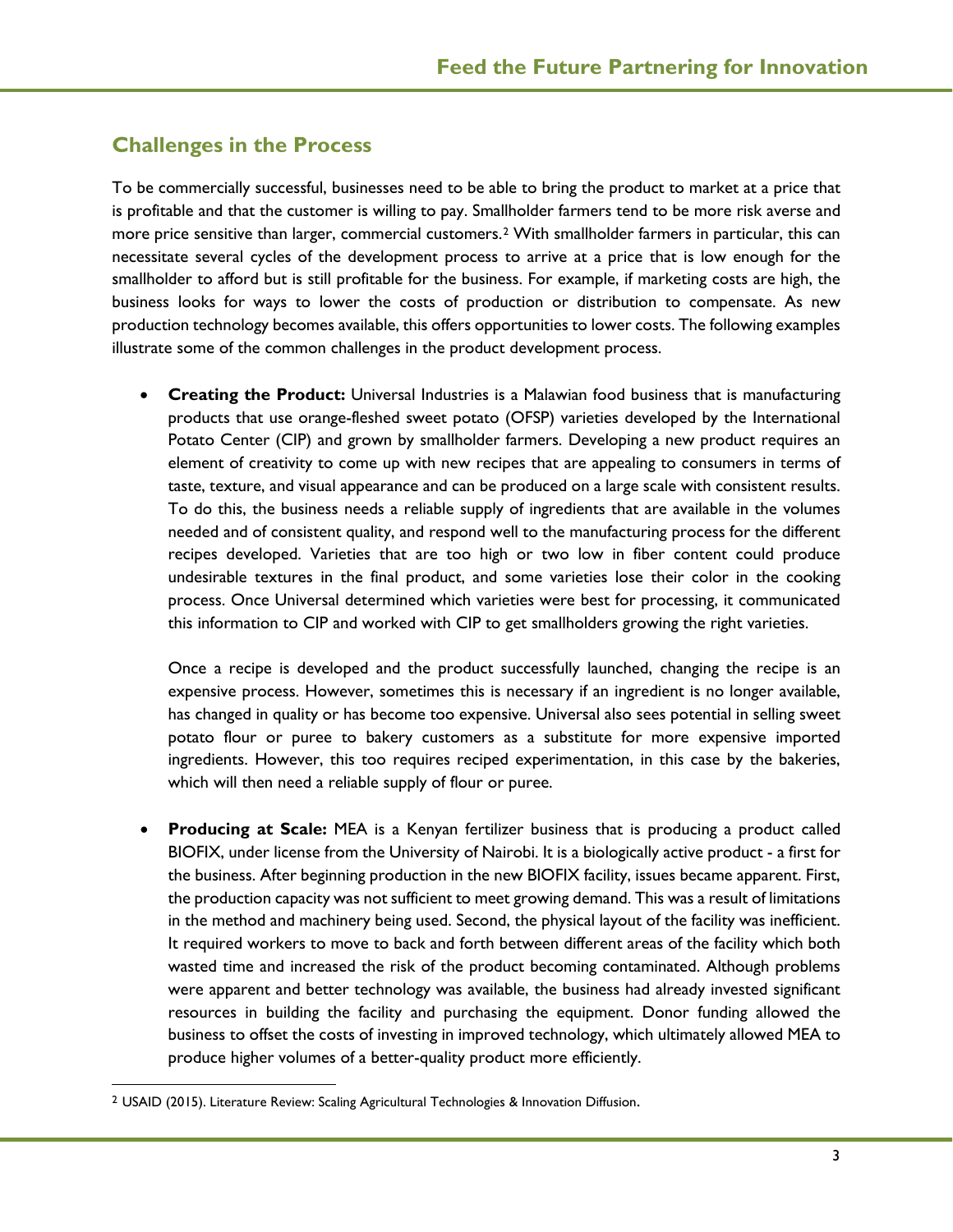## Challenges in the Process

To be commercially successful, businesses need to be able to bring the product to market at a price that is profitable and that the customer is willing to pay. Smallholder farmers tend to be more risk averse and more price sensitive than larger, commercial customers.[2] With smallholder farmers in particular, this can necessitate several cycles of the development process to arrive at a price that is low enough for the smallholder to afford but is still profitable for the business. For example, if marketing costs are high, the business looks for ways to lower the costs of production or distribution to compensate. As new production technology becomes available, this offers opportunities to lower costs. The following examples illustrate some of the common challenges in the product development process.

- **Creating the Product:** Universal Industries is a Malawian food business that is manufacturing products that use orange-fleshed sweet potato (OFSP) varieties developed by the International Potato Center (CIP) and grown by smallholder farmers. Developing a new product requires an element of creativity to come up with new recipes that are appealing to consumers in terms of taste, texture, and visual appearance and can be produced on a large scale with consistent results. To do this, the business needs a reliable supply of ingredients that are available in the volumes needed and of consistent quality, and respond well to the manufacturing process for the different recipes developed. Varieties that are too high or two low in fiber content could produce undesirable textures in the final product, and some varieties lose their color in the cooking process. Once Universal determined which varieties were best for processing, it communicated this information to CIP and worked with CIP to get smallholders growing the right varieties.

  Once a recipe is developed and the product successfully launched, changing the recipe is an expensive process. However, sometimes this is necessary if an ingredient is no longer available, has changed in quality or has become too expensive. Universal also sees potential in selling sweet potato flour or puree to bakery customers as a substitute for more expensive imported ingredients. However, this too requires reciped experimentation, in this case by the bakeries, which will then need a reliable supply of flour or puree.

- **Producing at Scale:** MEA is a Kenyan fertilizer business that is producing a product called BIOFIX, under license from the University of Nairobi. It is a biologically active product - a first for the business. After beginning production in the new BIOFIX facility, issues became apparent. First, the production capacity was not sufficient to meet growing demand. This was a result of limitations in the method and machinery being used. Second, the physical layout of the facility was inefficient. It required workers to move to back and forth between different areas of the facility which both wasted time and increased the risk of the product becoming contaminated. Although problems were apparent and better technology was available, the business had already invested significant resources in building the facility and purchasing the equipment. Donor funding allowed the business to offset the costs of investing in improved technology, which ultimately allowed MEA to produce higher volumes of a better-quality product more efficiently.

---

[2] USAID (2015). Literature Review: Scaling Agricultural Technologies & Innovation Diffusion.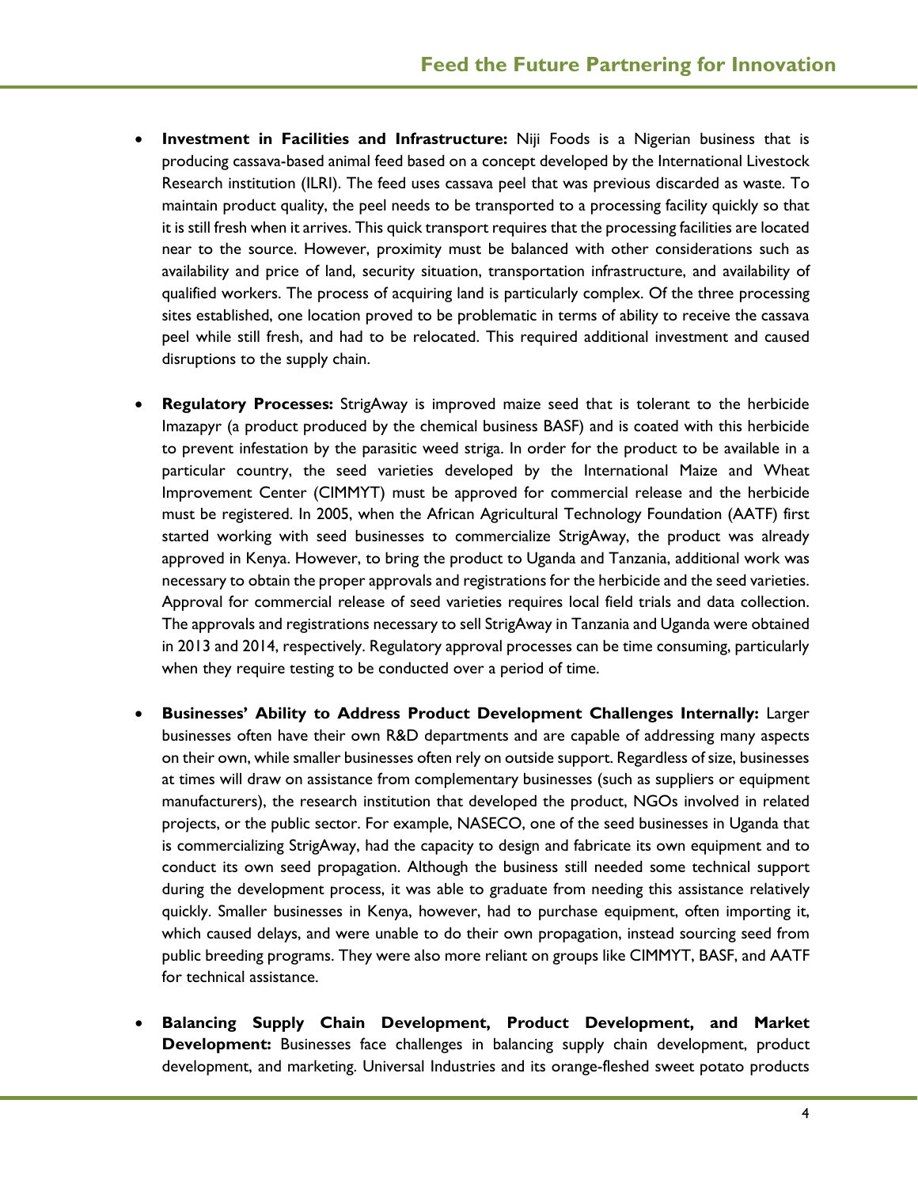- **Investment in Facilities and Infrastructure:** Niji Foods is a Nigerian business that is producing cassava-based animal feed based on a concept developed by the International Livestock Research institution (ILRI). The feed uses cassava peel that was previous discarded as waste. To maintain product quality, the peel needs to be transported to a processing facility quickly so that it is still fresh when it arrives. This quick transport requires that the processing facilities are located near to the source. However, proximity must be balanced with other considerations such as availability and price of land, security situation, transportation infrastructure, and availability of qualified workers. The process of acquiring land is particularly complex. Of the three processing sites established, one location proved to be problematic in terms of ability to receive the cassava peel while still fresh, and had to be relocated. This required additional investment and caused disruptions to the supply chain.

- **Regulatory Processes:** StrigAway is improved maize seed that is tolerant to the herbicide Imazapyr (a product produced by the chemical business BASF) and is coated with this herbicide to prevent infestation by the parasitic weed striga. In order for the product to be available in a particular country, the seed varieties developed by the International Maize and Wheat Improvement Center (CIMMYT) must be approved for commercial release and the herbicide must be registered. In 2005, when the African Agricultural Technology Foundation (AATF) first started working with seed businesses to commercialize StrigAway, the product was already approved in Kenya. However, to bring the product to Uganda and Tanzania, additional work was necessary to obtain the proper approvals and registrations for the herbicide and the seed varieties. Approval for commercial release of seed varieties requires local field trials and data collection. The approvals and registrations necessary to sell StrigAway in Tanzania and Uganda were obtained in 2013 and 2014, respectively. Regulatory approval processes can be time consuming, particularly when they require testing to be conducted over a period of time.

- **Businesses' Ability to Address Product Development Challenges Internally:** Larger businesses often have their own R&D departments and are capable of addressing many aspects on their own, while smaller businesses often rely on outside support. Regardless of size, businesses at times will draw on assistance from complementary businesses (such as suppliers or equipment manufacturers), the research institution that developed the product, NGOs involved in related projects, or the public sector. For example, NASECO, one of the seed businesses in Uganda that is commercializing StrigAway, had the capacity to design and fabricate its own equipment and to conduct its own seed propagation. Although the business still needed some technical support during the development process, it was able to graduate from needing this assistance relatively quickly. Smaller businesses in Kenya, however, had to purchase equipment, often importing it, which caused delays, and were unable to do their own propagation, instead sourcing seed from public breeding programs. They were also more reliant on groups like CIMMYT, BASF, and AATF for technical assistance.

- **Balancing Supply Chain Development, Product Development, and Market Development:** Businesses face challenges in balancing supply chain development, product development, and marketing. Universal Industries and its orange-fleshed sweet potato products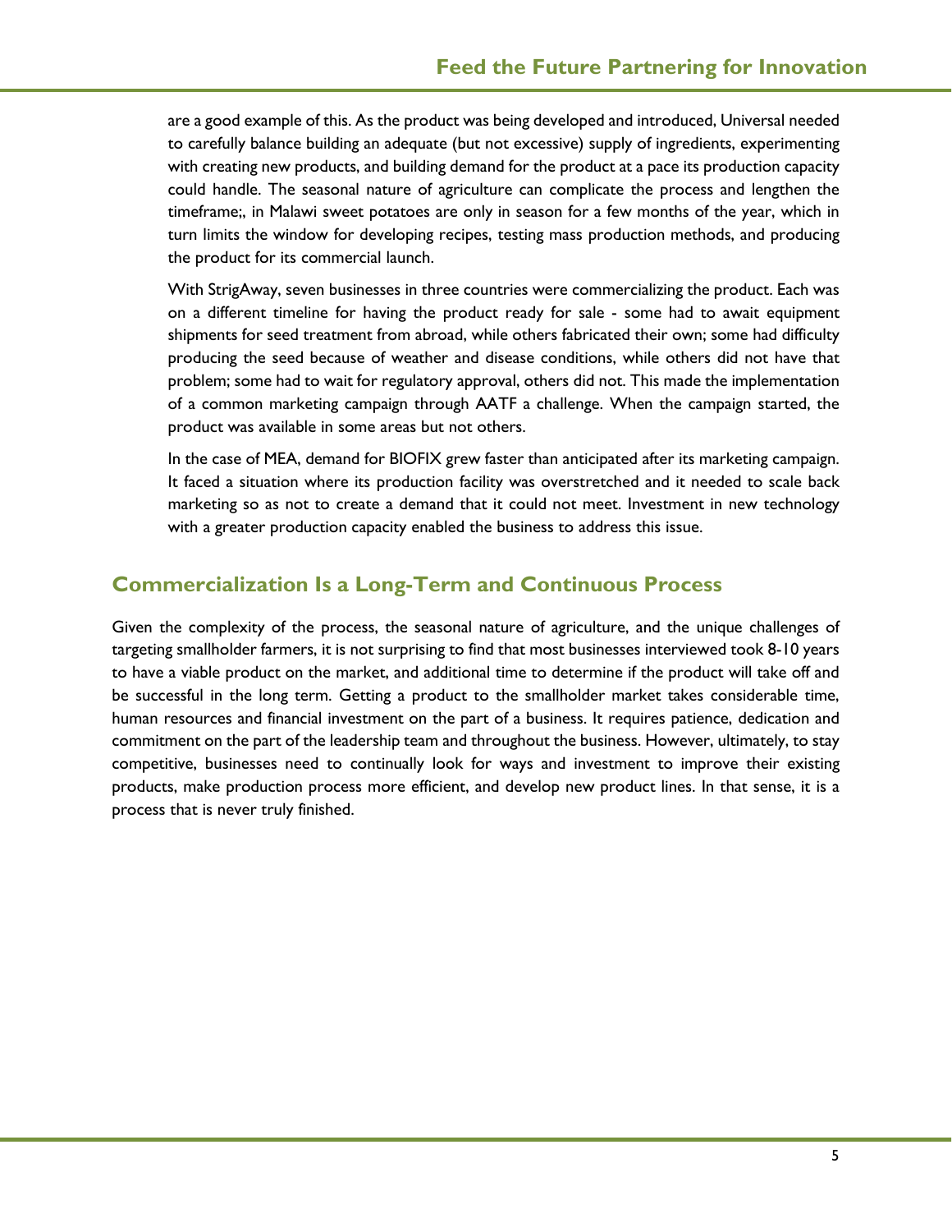are a good example of this. As the product was being developed and introduced, Universal needed to carefully balance building an adequate (but not excessive) supply of ingredients, experimenting with creating new products, and building demand for the product at a pace its production capacity could handle. The seasonal nature of agriculture can complicate the process and lengthen the timeframe;, in Malawi sweet potatoes are only in season for a few months of the year, which in turn limits the window for developing recipes, testing mass production methods, and producing the product for its commercial launch.

With StrigAway, seven businesses in three countries were commercializing the product. Each was on a different timeline for having the product ready for sale - some had to await equipment shipments for seed treatment from abroad, while others fabricated their own; some had difficulty producing the seed because of weather and disease conditions, while others did not have that problem; some had to wait for regulatory approval, others did not. This made the implementation of a common marketing campaign through AATF a challenge. When the campaign started, the product was available in some areas but not others.

In the case of MEA, demand for BIOFIX grew faster than anticipated after its marketing campaign. It faced a situation where its production facility was overstretched and it needed to scale back marketing so as not to create a demand that it could not meet. Investment in new technology with a greater production capacity enabled the business to address this issue.

## Commercialization Is a Long-Term and Continuous Process

Given the complexity of the process, the seasonal nature of agriculture, and the unique challenges of targeting smallholder farmers, it is not surprising to find that most businesses interviewed took 8-10 years to have a viable product on the market, and additional time to determine if the product will take off and be successful in the long term. Getting a product to the smallholder market takes considerable time, human resources and financial investment on the part of a business. It requires patience, dedication and commitment on the part of the leadership team and throughout the business. However, ultimately, to stay competitive, businesses need to continually look for ways and investment to improve their existing products, make production process more efficient, and develop new product lines. In that sense, it is a process that is never truly finished.